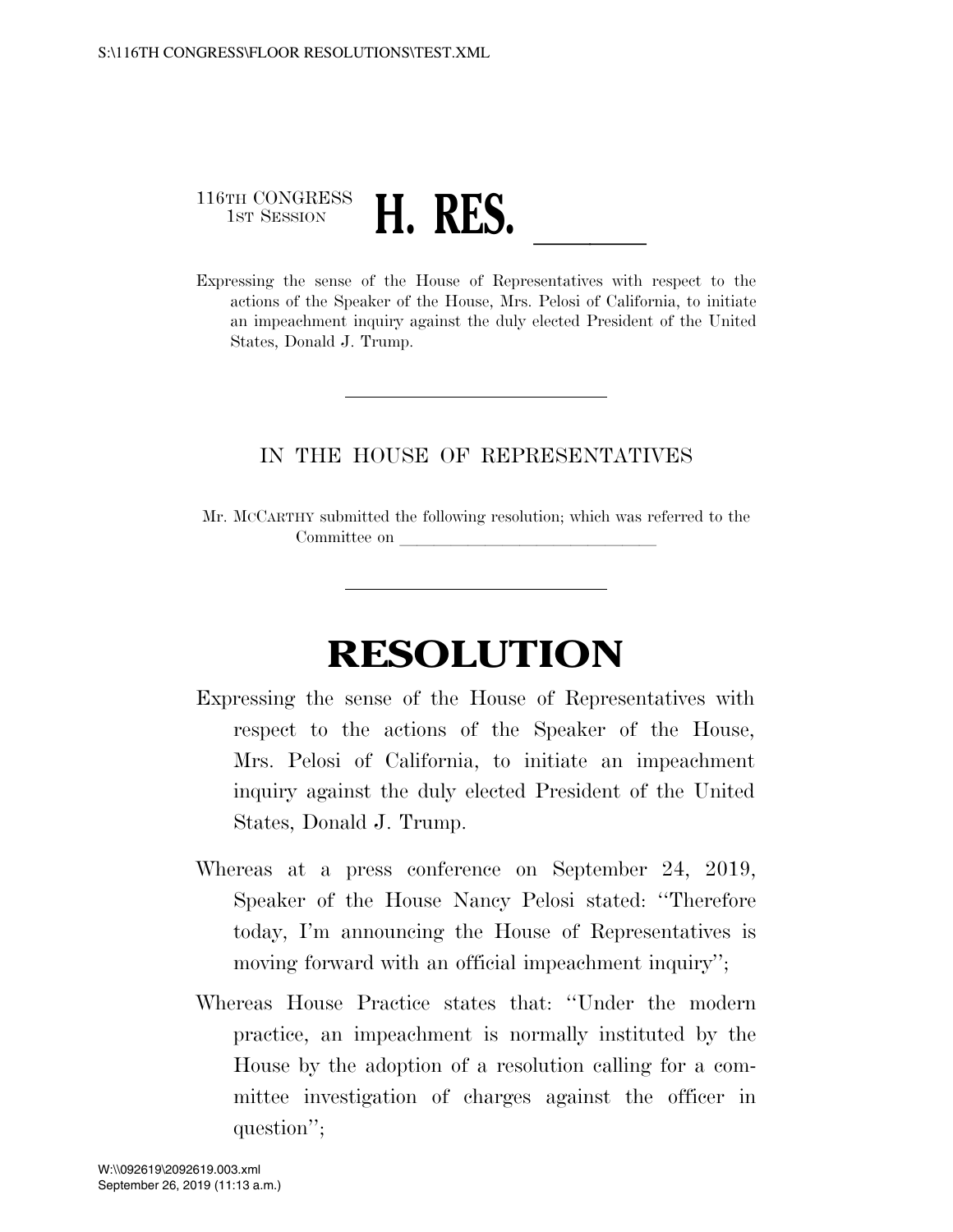116TH CONGRESS
1ST SESSION

# H. RES. ______

Expressing the sense of the House of Representatives with respect to the actions of the Speaker of the House, Mrs. Pelosi of California, to initiate an impeachment inquiry against the duly elected President of the United States, Donald J. Trump.

---

IN THE HOUSE OF REPRESENTATIVES

Mr. MCCARTHY submitted the following resolution; which was referred to the Committee on ______________________________

---

# RESOLUTION

Expressing the sense of the House of Representatives with respect to the actions of the Speaker of the House, Mrs. Pelosi of California, to initiate an impeachment inquiry against the duly elected President of the United States, Donald J. Trump.

Whereas at a press conference on September 24, 2019, Speaker of the House Nancy Pelosi stated: "Therefore today, I'm announcing the House of Representatives is moving forward with an official impeachment inquiry";

Whereas House Practice states that: "Under the modern practice, an impeachment is normally instituted by the House by the adoption of a resolution calling for a committee investigation of charges against the officer in question";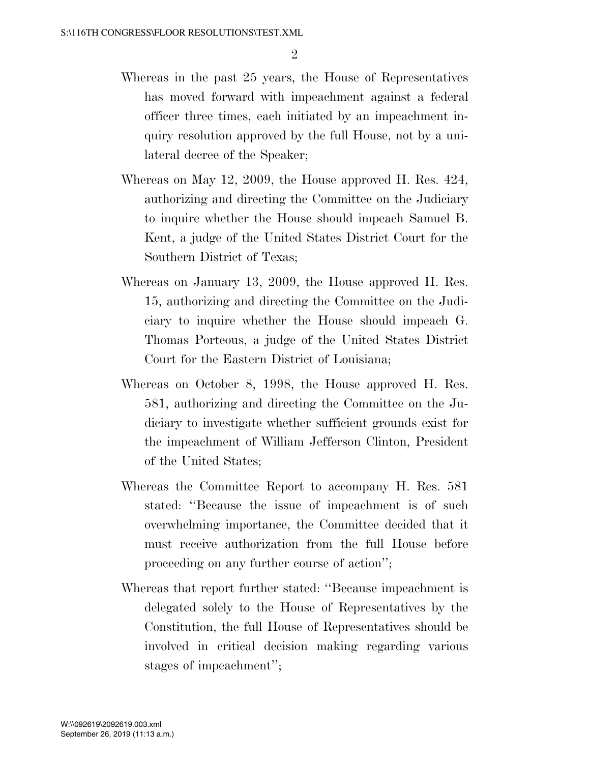Whereas in the past 25 years, the House of Representatives has moved forward with impeachment against a federal officer three times, each initiated by an impeachment inquiry resolution approved by the full House, not by a unilateral decree of the Speaker;

Whereas on May 12, 2009, the House approved H. Res. 424, authorizing and directing the Committee on the Judiciary to inquire whether the House should impeach Samuel B. Kent, a judge of the United States District Court for the Southern District of Texas;

Whereas on January 13, 2009, the House approved H. Res. 15, authorizing and directing the Committee on the Judiciary to inquire whether the House should impeach G. Thomas Porteous, a judge of the United States District Court for the Eastern District of Louisiana;

Whereas on October 8, 1998, the House approved H. Res. 581, authorizing and directing the Committee on the Judiciary to investigate whether sufficient grounds exist for the impeachment of William Jefferson Clinton, President of the United States;

Whereas the Committee Report to accompany H. Res. 581 stated: ''Because the issue of impeachment is of such overwhelming importance, the Committee decided that it must receive authorization from the full House before proceeding on any further course of action'';

Whereas that report further stated: ''Because impeachment is delegated solely to the House of Representatives by the Constitution, the full House of Representatives should be involved in critical decision making regarding various stages of impeachment'';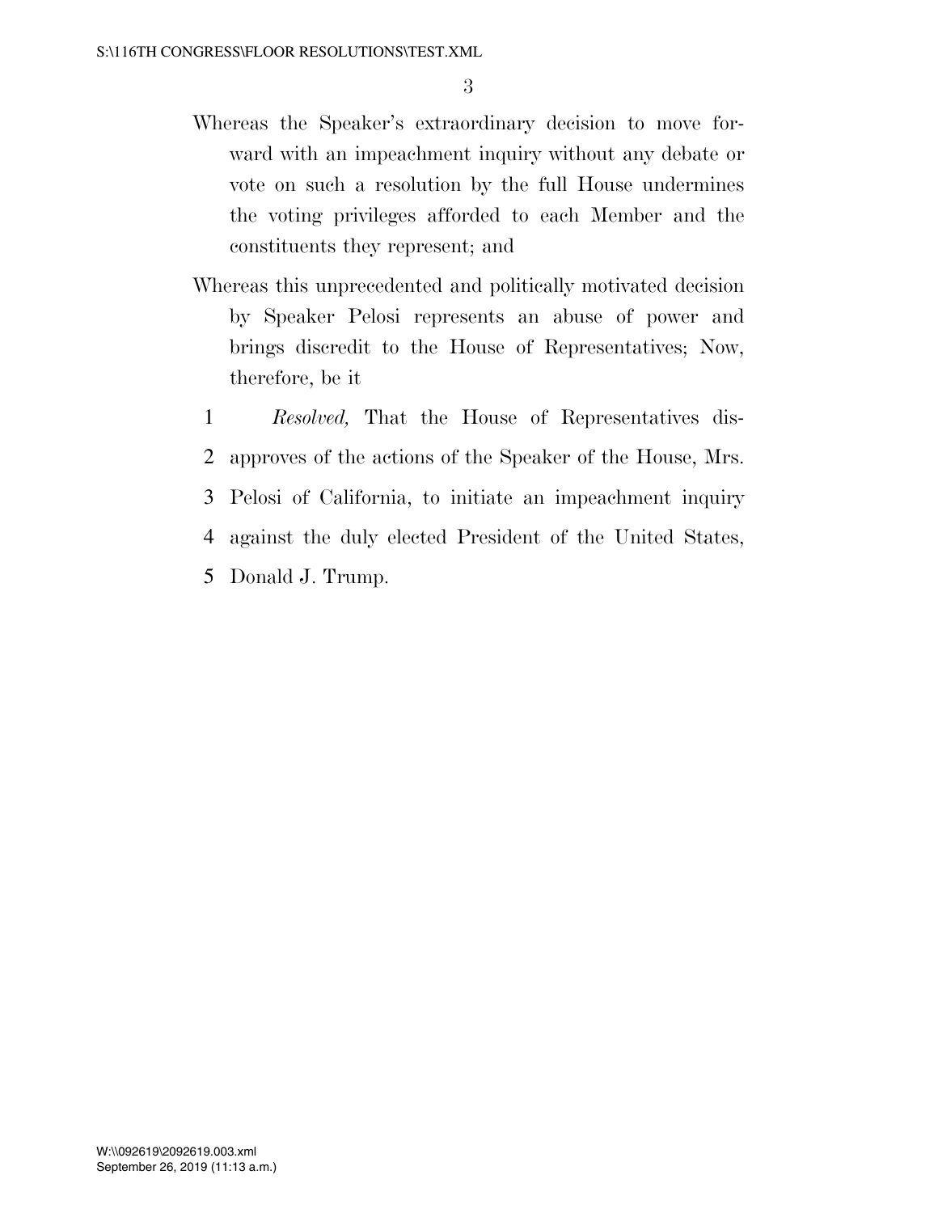Whereas the Speaker's extraordinary decision to move forward with an impeachment inquiry without any debate or vote on such a resolution by the full House undermines the voting privileges afforded to each Member and the constituents they represent; and

Whereas this unprecedented and politically motivated decision by Speaker Pelosi represents an abuse of power and brings discredit to the House of Representatives; Now, therefore, be it

*Resolved,* That the House of Representatives disapproves of the actions of the Speaker of the House, Mrs. Pelosi of California, to initiate an impeachment inquiry against the duly elected President of the United States, Donald J. Trump.